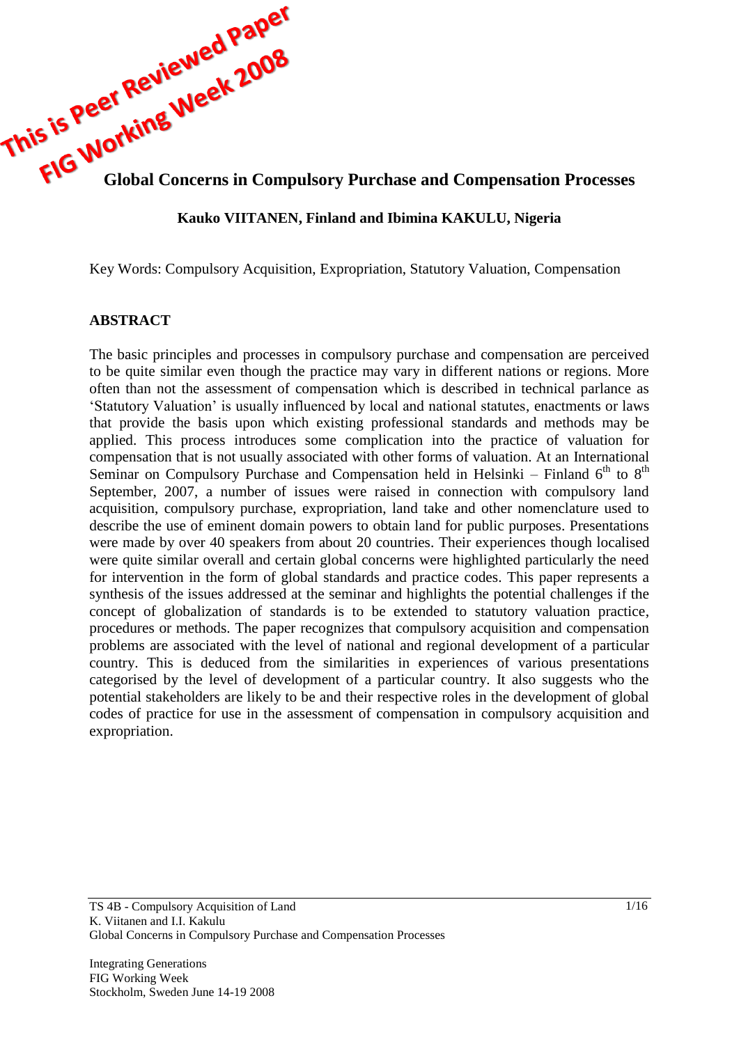This is Peer Reviewed Paper
FIG Working Week 2008

# Global Concerns in Compulsory Purchase and Compensation Processes

**Kauko VIITANEN, Finland and Ibimina KAKULU, Nigeria**

Key Words: Compulsory Acquisition, Expropriation, Statutory Valuation, Compensation

## ABSTRACT

The basic principles and processes in compulsory purchase and compensation are perceived to be quite similar even though the practice may vary in different nations or regions. More often than not the assessment of compensation which is described in technical parlance as 'Statutory Valuation' is usually influenced by local and national statutes, enactments or laws that provide the basis upon which existing professional standards and methods may be applied. This process introduces some complication into the practice of valuation for compensation that is not usually associated with other forms of valuation. At an International Seminar on Compulsory Purchase and Compensation held in Helsinki – Finland 6th to 8th September, 2007, a number of issues were raised in connection with compulsory land acquisition, compulsory purchase, expropriation, land take and other nomenclature used to describe the use of eminent domain powers to obtain land for public purposes. Presentations were made by over 40 speakers from about 20 countries. Their experiences though localised were quite similar overall and certain global concerns were highlighted particularly the need for intervention in the form of global standards and practice codes. This paper represents a synthesis of the issues addressed at the seminar and highlights the potential challenges if the concept of globalization of standards is to be extended to statutory valuation practice, procedures or methods. The paper recognizes that compulsory acquisition and compensation problems are associated with the level of national and regional development of a particular country. This is deduced from the similarities in experiences of various presentations categorised by the level of development of a particular country. It also suggests who the potential stakeholders are likely to be and their respective roles in the development of global codes of practice for use in the assessment of compensation in compulsory acquisition and expropriation.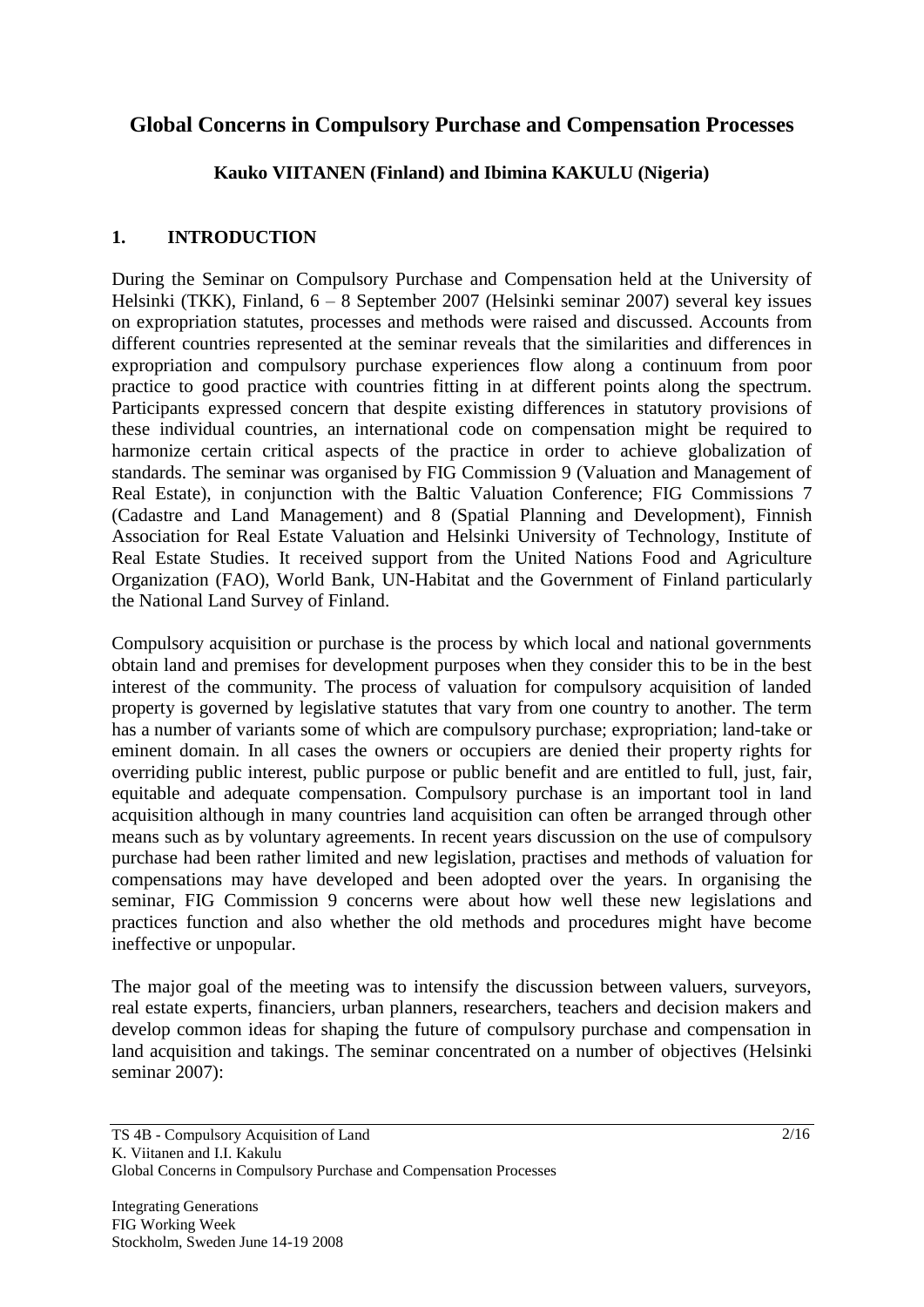# Global Concerns in Compulsory Purchase and Compensation Processes

**Kauko VIITANEN (Finland) and Ibimina KAKULU (Nigeria)**

## 1. INTRODUCTION

During the Seminar on Compulsory Purchase and Compensation held at the University of Helsinki (TKK), Finland, 6 – 8 September 2007 (Helsinki seminar 2007) several key issues on expropriation statutes, processes and methods were raised and discussed. Accounts from different countries represented at the seminar reveals that the similarities and differences in expropriation and compulsory purchase experiences flow along a continuum from poor practice to good practice with countries fitting in at different points along the spectrum. Participants expressed concern that despite existing differences in statutory provisions of these individual countries, an international code on compensation might be required to harmonize certain critical aspects of the practice in order to achieve globalization of standards. The seminar was organised by FIG Commission 9 (Valuation and Management of Real Estate), in conjunction with the Baltic Valuation Conference; FIG Commissions 7 (Cadastre and Land Management) and 8 (Spatial Planning and Development), Finnish Association for Real Estate Valuation and Helsinki University of Technology, Institute of Real Estate Studies. It received support from the United Nations Food and Agriculture Organization (FAO), World Bank, UN-Habitat and the Government of Finland particularly the National Land Survey of Finland.

Compulsory acquisition or purchase is the process by which local and national governments obtain land and premises for development purposes when they consider this to be in the best interest of the community. The process of valuation for compulsory acquisition of landed property is governed by legislative statutes that vary from one country to another. The term has a number of variants some of which are compulsory purchase; expropriation; land-take or eminent domain. In all cases the owners or occupiers are denied their property rights for overriding public interest, public purpose or public benefit and are entitled to full, just, fair, equitable and adequate compensation. Compulsory purchase is an important tool in land acquisition although in many countries land acquisition can often be arranged through other means such as by voluntary agreements. In recent years discussion on the use of compulsory purchase had been rather limited and new legislation, practises and methods of valuation for compensations may have developed and been adopted over the years. In organising the seminar, FIG Commission 9 concerns were about how well these new legislations and practices function and also whether the old methods and procedures might have become ineffective or unpopular.

The major goal of the meeting was to intensify the discussion between valuers, surveyors, real estate experts, financiers, urban planners, researchers, teachers and decision makers and develop common ideas for shaping the future of compulsory purchase and compensation in land acquisition and takings. The seminar concentrated on a number of objectives (Helsinki seminar 2007):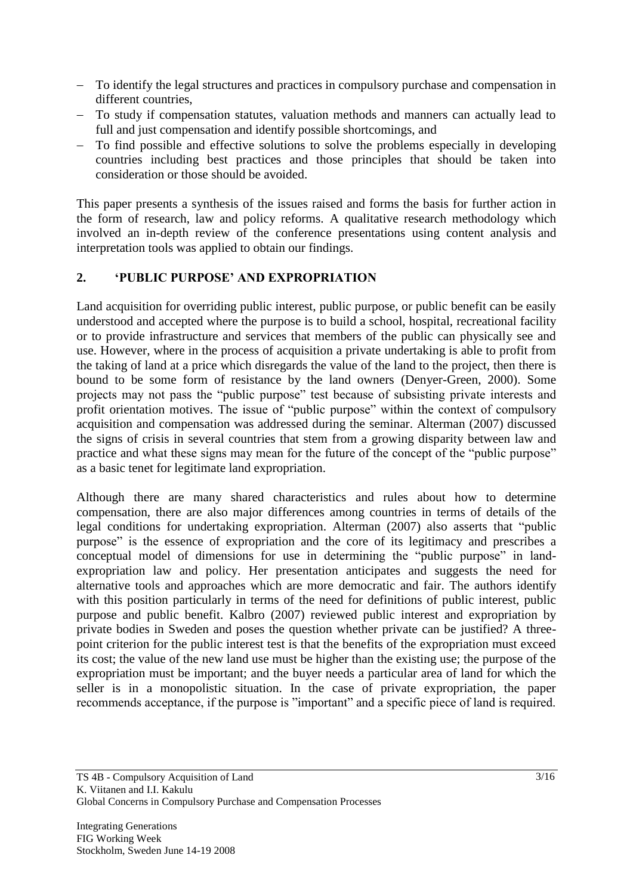- To identify the legal structures and practices in compulsory purchase and compensation in different countries,
- To study if compensation statutes, valuation methods and manners can actually lead to full and just compensation and identify possible shortcomings, and
- To find possible and effective solutions to solve the problems especially in developing countries including best practices and those principles that should be taken into consideration or those should be avoided.

This paper presents a synthesis of the issues raised and forms the basis for further action in the form of research, law and policy reforms. A qualitative research methodology which involved an in-depth review of the conference presentations using content analysis and interpretation tools was applied to obtain our findings.

## 2. 'PUBLIC PURPOSE' AND EXPROPRIATION

Land acquisition for overriding public interest, public purpose, or public benefit can be easily understood and accepted where the purpose is to build a school, hospital, recreational facility or to provide infrastructure and services that members of the public can physically see and use. However, where in the process of acquisition a private undertaking is able to profit from the taking of land at a price which disregards the value of the land to the project, then there is bound to be some form of resistance by the land owners (Denyer-Green, 2000). Some projects may not pass the "public purpose" test because of subsisting private interests and profit orientation motives. The issue of "public purpose" within the context of compulsory acquisition and compensation was addressed during the seminar. Alterman (2007) discussed the signs of crisis in several countries that stem from a growing disparity between law and practice and what these signs may mean for the future of the concept of the "public purpose" as a basic tenet for legitimate land expropriation.

Although there are many shared characteristics and rules about how to determine compensation, there are also major differences among countries in terms of details of the legal conditions for undertaking expropriation. Alterman (2007) also asserts that "public purpose" is the essence of expropriation and the core of its legitimacy and prescribes a conceptual model of dimensions for use in determining the "public purpose" in land-expropriation law and policy. Her presentation anticipates and suggests the need for alternative tools and approaches which are more democratic and fair. The authors identify with this position particularly in terms of the need for definitions of public interest, public purpose and public benefit. Kalbro (2007) reviewed public interest and expropriation by private bodies in Sweden and poses the question whether private can be justified? A three-point criterion for the public interest test is that the benefits of the expropriation must exceed its cost; the value of the new land use must be higher than the existing use; the purpose of the expropriation must be important; and the buyer needs a particular area of land for which the seller is in a monopolistic situation. In the case of private expropriation, the paper recommends acceptance, if the purpose is "important" and a specific piece of land is required.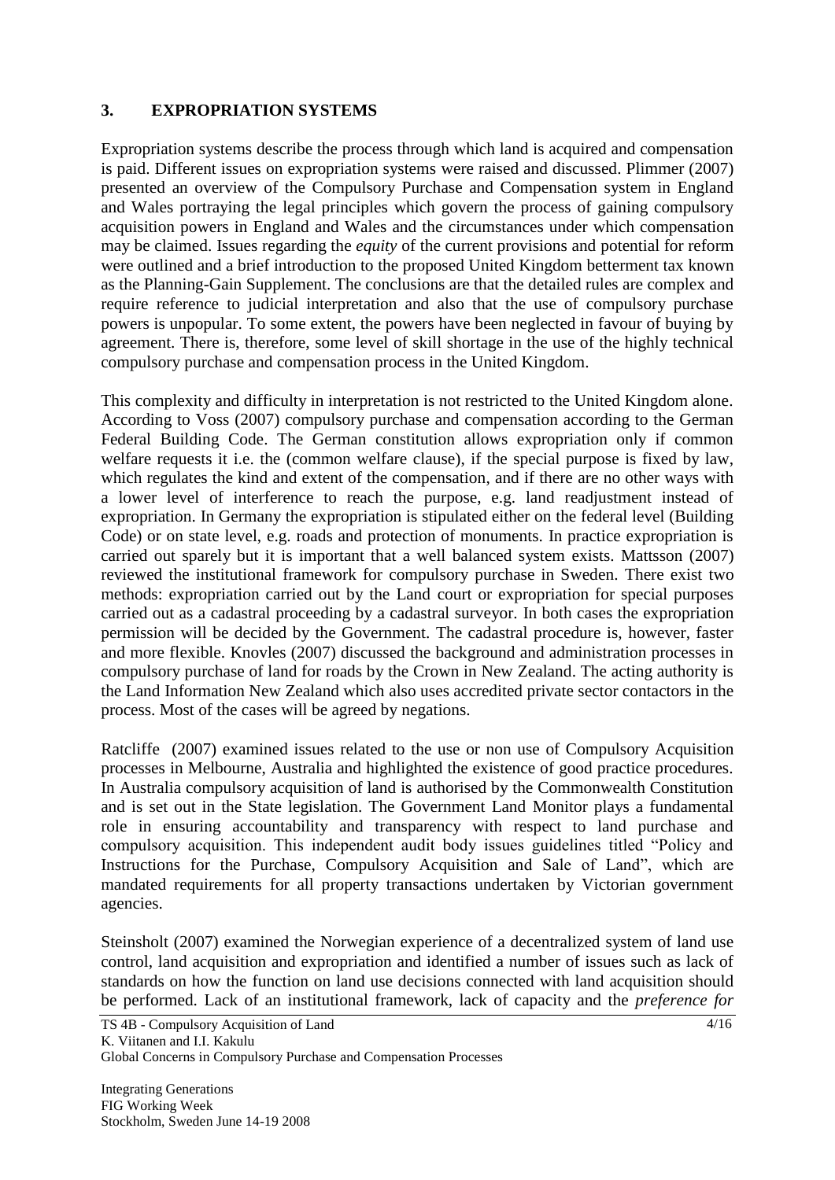## 3. EXPROPRIATION SYSTEMS

Expropriation systems describe the process through which land is acquired and compensation is paid. Different issues on expropriation systems were raised and discussed. Plimmer (2007) presented an overview of the Compulsory Purchase and Compensation system in England and Wales portraying the legal principles which govern the process of gaining compulsory acquisition powers in England and Wales and the circumstances under which compensation may be claimed. Issues regarding the *equity* of the current provisions and potential for reform were outlined and a brief introduction to the proposed United Kingdom betterment tax known as the Planning-Gain Supplement. The conclusions are that the detailed rules are complex and require reference to judicial interpretation and also that the use of compulsory purchase powers is unpopular. To some extent, the powers have been neglected in favour of buying by agreement. There is, therefore, some level of skill shortage in the use of the highly technical compulsory purchase and compensation process in the United Kingdom.

This complexity and difficulty in interpretation is not restricted to the United Kingdom alone. According to Voss (2007) compulsory purchase and compensation according to the German Federal Building Code. The German constitution allows expropriation only if common welfare requests it i.e. the (common welfare clause), if the special purpose is fixed by law, which regulates the kind and extent of the compensation, and if there are no other ways with a lower level of interference to reach the purpose, e.g. land readjustment instead of expropriation. In Germany the expropriation is stipulated either on the federal level (Building Code) or on state level, e.g. roads and protection of monuments. In practice expropriation is carried out sparely but it is important that a well balanced system exists. Mattsson (2007) reviewed the institutional framework for compulsory purchase in Sweden. There exist two methods: expropriation carried out by the Land court or expropriation for special purposes carried out as a cadastral proceeding by a cadastral surveyor. In both cases the expropriation permission will be decided by the Government. The cadastral procedure is, however, faster and more flexible. Knovles (2007) discussed the background and administration processes in compulsory purchase of land for roads by the Crown in New Zealand. The acting authority is the Land Information New Zealand which also uses accredited private sector contactors in the process. Most of the cases will be agreed by negations.

Ratcliffe (2007) examined issues related to the use or non use of Compulsory Acquisition processes in Melbourne, Australia and highlighted the existence of good practice procedures. In Australia compulsory acquisition of land is authorised by the Commonwealth Constitution and is set out in the State legislation. The Government Land Monitor plays a fundamental role in ensuring accountability and transparency with respect to land purchase and compulsory acquisition. This independent audit body issues guidelines titled "Policy and Instructions for the Purchase, Compulsory Acquisition and Sale of Land", which are mandated requirements for all property transactions undertaken by Victorian government agencies.

Steinsholt (2007) examined the Norwegian experience of a decentralized system of land use control, land acquisition and expropriation and identified a number of issues such as lack of standards on how the function on land use decisions connected with land acquisition should be performed. Lack of an institutional framework, lack of capacity and the *preference for*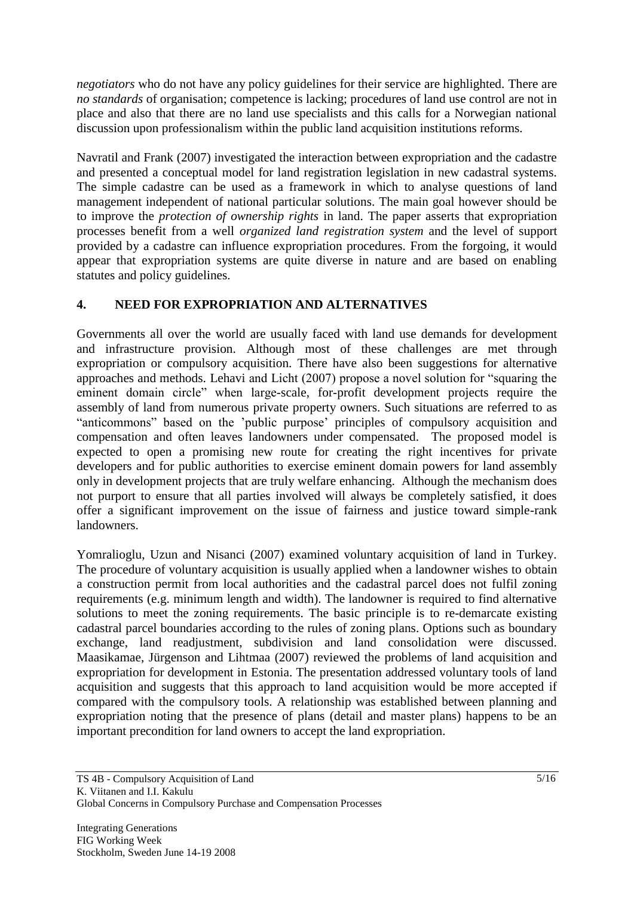*negotiators* who do not have any policy guidelines for their service are highlighted. There are *no standards* of organisation; competence is lacking; procedures of land use control are not in place and also that there are no land use specialists and this calls for a Norwegian national discussion upon professionalism within the public land acquisition institutions reforms.

Navratil and Frank (2007) investigated the interaction between expropriation and the cadastre and presented a conceptual model for land registration legislation in new cadastral systems. The simple cadastre can be used as a framework in which to analyse questions of land management independent of national particular solutions. The main goal however should be to improve the *protection of ownership rights* in land. The paper asserts that expropriation processes benefit from a well *organized land registration system* and the level of support provided by a cadastre can influence expropriation procedures. From the forgoing, it would appear that expropriation systems are quite diverse in nature and are based on enabling statutes and policy guidelines.

## 4. NEED FOR EXPROPRIATION AND ALTERNATIVES

Governments all over the world are usually faced with land use demands for development and infrastructure provision. Although most of these challenges are met through expropriation or compulsory acquisition. There have also been suggestions for alternative approaches and methods. Lehavi and Licht (2007) propose a novel solution for "squaring the eminent domain circle" when large-scale, for-profit development projects require the assembly of land from numerous private property owners. Such situations are referred to as "anticommons" based on the 'public purpose' principles of compulsory acquisition and compensation and often leaves landowners under compensated. The proposed model is expected to open a promising new route for creating the right incentives for private developers and for public authorities to exercise eminent domain powers for land assembly only in development projects that are truly welfare enhancing. Although the mechanism does not purport to ensure that all parties involved will always be completely satisfied, it does offer a significant improvement on the issue of fairness and justice toward simple-rank landowners.

Yomralioglu, Uzun and Nisanci (2007) examined voluntary acquisition of land in Turkey. The procedure of voluntary acquisition is usually applied when a landowner wishes to obtain a construction permit from local authorities and the cadastral parcel does not fulfil zoning requirements (e.g. minimum length and width). The landowner is required to find alternative solutions to meet the zoning requirements. The basic principle is to re-demarcate existing cadastral parcel boundaries according to the rules of zoning plans. Options such as boundary exchange, land readjustment, subdivision and land consolidation were discussed. Maasikamae, Jürgenson and Lihtmaa (2007) reviewed the problems of land acquisition and expropriation for development in Estonia. The presentation addressed voluntary tools of land acquisition and suggests that this approach to land acquisition would be more accepted if compared with the compulsory tools. A relationship was established between planning and expropriation noting that the presence of plans (detail and master plans) happens to be an important precondition for land owners to accept the land expropriation.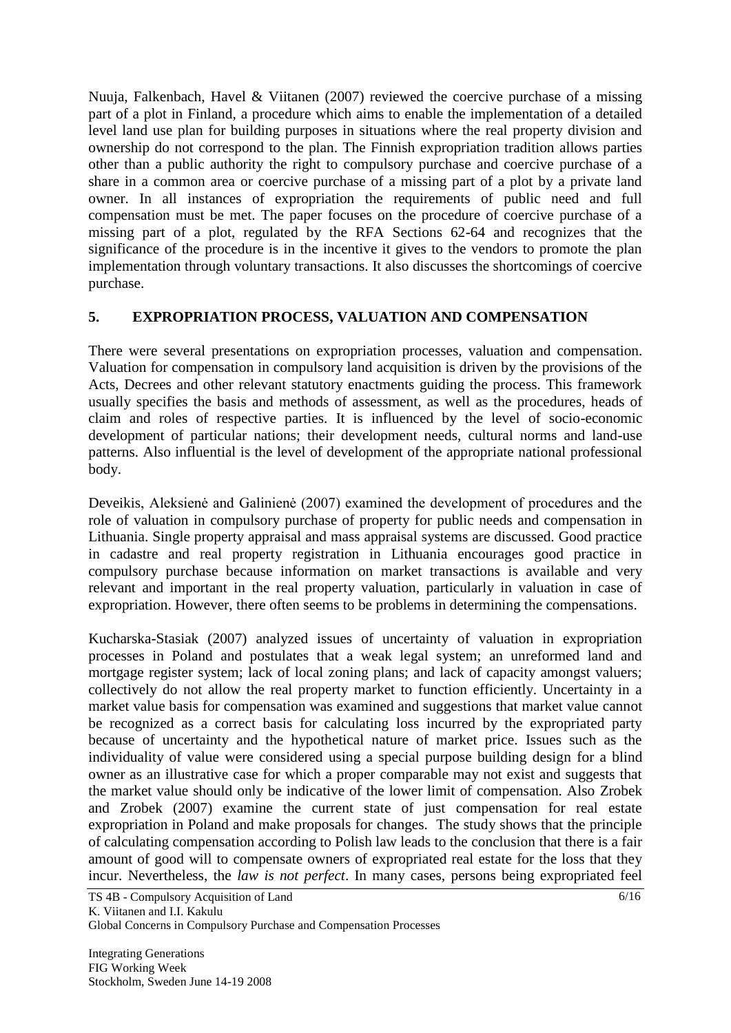Nuuja, Falkenbach, Havel & Viitanen (2007) reviewed the coercive purchase of a missing part of a plot in Finland, a procedure which aims to enable the implementation of a detailed level land use plan for building purposes in situations where the real property division and ownership do not correspond to the plan. The Finnish expropriation tradition allows parties other than a public authority the right to compulsory purchase and coercive purchase of a share in a common area or coercive purchase of a missing part of a plot by a private land owner. In all instances of expropriation the requirements of public need and full compensation must be met. The paper focuses on the procedure of coercive purchase of a missing part of a plot, regulated by the RFA Sections 62-64 and recognizes that the significance of the procedure is in the incentive it gives to the vendors to promote the plan implementation through voluntary transactions. It also discusses the shortcomings of coercive purchase.

## 5. EXPROPRIATION PROCESS, VALUATION AND COMPENSATION

There were several presentations on expropriation processes, valuation and compensation. Valuation for compensation in compulsory land acquisition is driven by the provisions of the Acts, Decrees and other relevant statutory enactments guiding the process. This framework usually specifies the basis and methods of assessment, as well as the procedures, heads of claim and roles of respective parties. It is influenced by the level of socio-economic development of particular nations; their development needs, cultural norms and land-use patterns. Also influential is the level of development of the appropriate national professional body.

Deveikis, Aleksienė and Galinienė (2007) examined the development of procedures and the role of valuation in compulsory purchase of property for public needs and compensation in Lithuania. Single property appraisal and mass appraisal systems are discussed. Good practice in cadastre and real property registration in Lithuania encourages good practice in compulsory purchase because information on market transactions is available and very relevant and important in the real property valuation, particularly in valuation in case of expropriation. However, there often seems to be problems in determining the compensations.

Kucharska-Stasiak (2007) analyzed issues of uncertainty of valuation in expropriation processes in Poland and postulates that a weak legal system; an unreformed land and mortgage register system; lack of local zoning plans; and lack of capacity amongst valuers; collectively do not allow the real property market to function efficiently. Uncertainty in a market value basis for compensation was examined and suggestions that market value cannot be recognized as a correct basis for calculating loss incurred by the expropriated party because of uncertainty and the hypothetical nature of market price. Issues such as the individuality of value were considered using a special purpose building design for a blind owner as an illustrative case for which a proper comparable may not exist and suggests that the market value should only be indicative of the lower limit of compensation. Also Zrobek and Zrobek (2007) examine the current state of just compensation for real estate expropriation in Poland and make proposals for changes. The study shows that the principle of calculating compensation according to Polish law leads to the conclusion that there is a fair amount of good will to compensate owners of expropriated real estate for the loss that they incur. Nevertheless, the *law is not perfect*. In many cases, persons being expropriated feel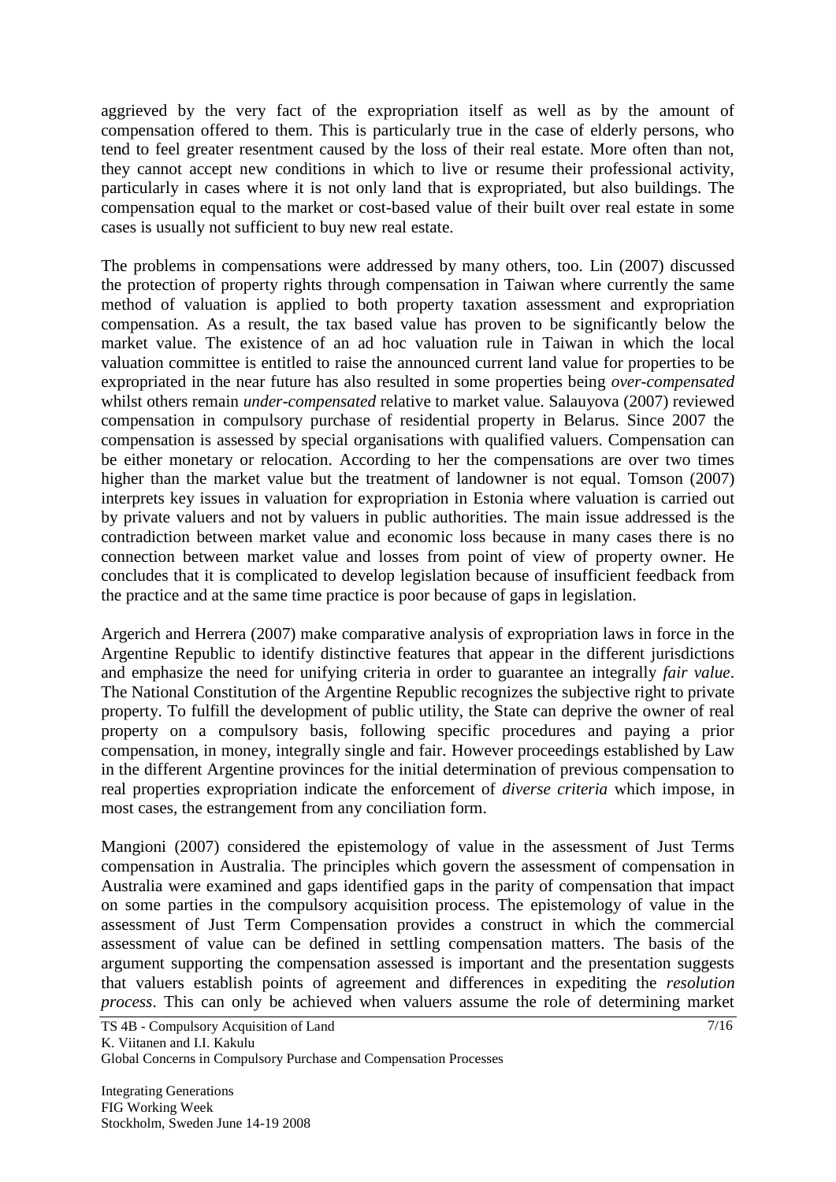aggrieved by the very fact of the expropriation itself as well as by the amount of compensation offered to them. This is particularly true in the case of elderly persons, who tend to feel greater resentment caused by the loss of their real estate. More often than not, they cannot accept new conditions in which to live or resume their professional activity, particularly in cases where it is not only land that is expropriated, but also buildings. The compensation equal to the market or cost-based value of their built over real estate in some cases is usually not sufficient to buy new real estate.

The problems in compensations were addressed by many others, too. Lin (2007) discussed the protection of property rights through compensation in Taiwan where currently the same method of valuation is applied to both property taxation assessment and expropriation compensation. As a result, the tax based value has proven to be significantly below the market value. The existence of an ad hoc valuation rule in Taiwan in which the local valuation committee is entitled to raise the announced current land value for properties to be expropriated in the near future has also resulted in some properties being *over-compensated* whilst others remain *under-compensated* relative to market value. Salauyova (2007) reviewed compensation in compulsory purchase of residential property in Belarus. Since 2007 the compensation is assessed by special organisations with qualified valuers. Compensation can be either monetary or relocation. According to her the compensations are over two times higher than the market value but the treatment of landowner is not equal. Tomson (2007) interprets key issues in valuation for expropriation in Estonia where valuation is carried out by private valuers and not by valuers in public authorities. The main issue addressed is the contradiction between market value and economic loss because in many cases there is no connection between market value and losses from point of view of property owner. He concludes that it is complicated to develop legislation because of insufficient feedback from the practice and at the same time practice is poor because of gaps in legislation.

Argerich and Herrera (2007) make comparative analysis of expropriation laws in force in the Argentine Republic to identify distinctive features that appear in the different jurisdictions and emphasize the need for unifying criteria in order to guarantee an integrally *fair value*. The National Constitution of the Argentine Republic recognizes the subjective right to private property. To fulfill the development of public utility, the State can deprive the owner of real property on a compulsory basis, following specific procedures and paying a prior compensation, in money, integrally single and fair. However proceedings established by Law in the different Argentine provinces for the initial determination of previous compensation to real properties expropriation indicate the enforcement of *diverse criteria* which impose, in most cases, the estrangement from any conciliation form.

Mangioni (2007) considered the epistemology of value in the assessment of Just Terms compensation in Australia. The principles which govern the assessment of compensation in Australia were examined and gaps identified gaps in the parity of compensation that impact on some parties in the compulsory acquisition process. The epistemology of value in the assessment of Just Term Compensation provides a construct in which the commercial assessment of value can be defined in settling compensation matters. The basis of the argument supporting the compensation assessed is important and the presentation suggests that valuers establish points of agreement and differences in expediting the *resolution process*. This can only be achieved when valuers assume the role of determining market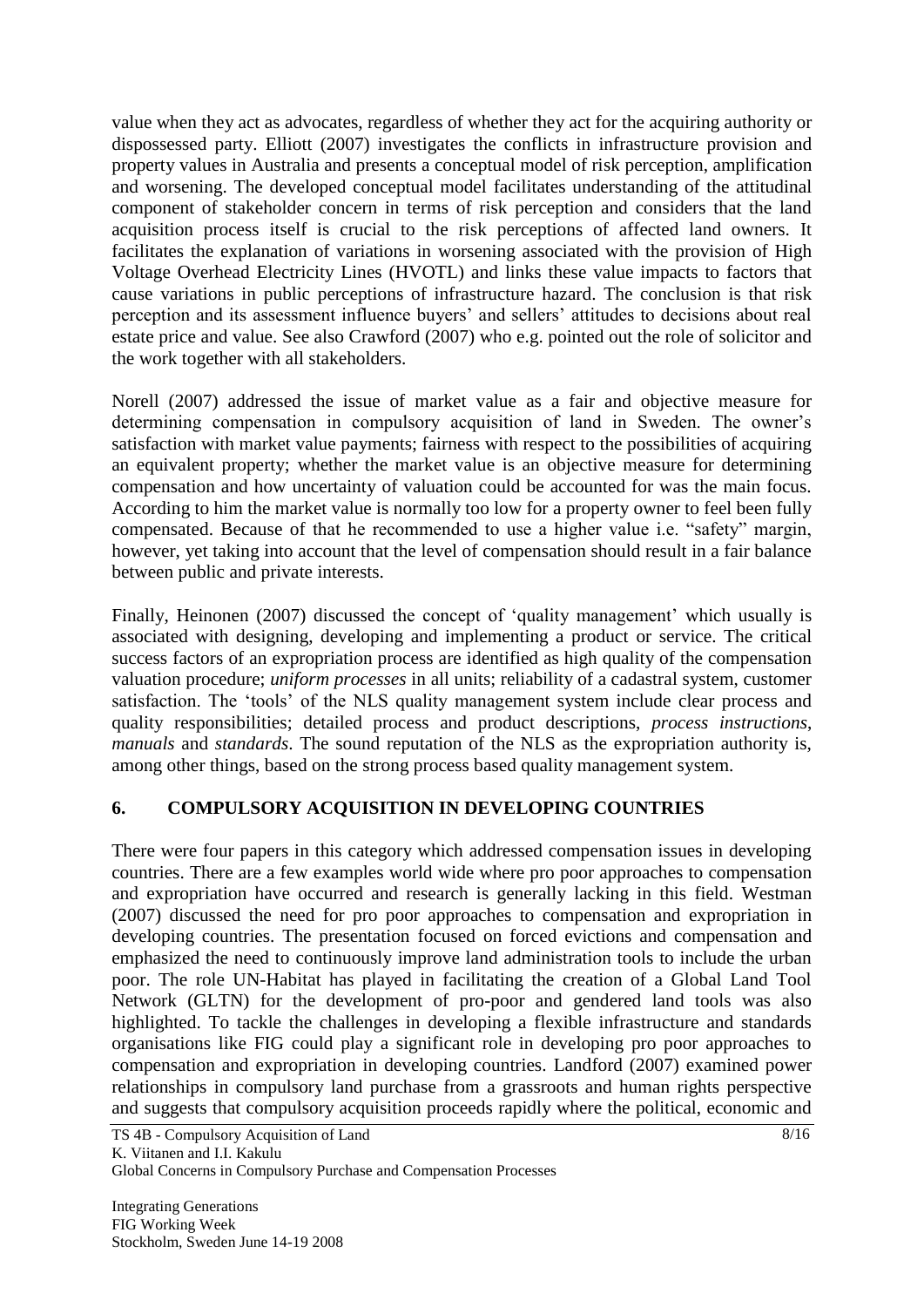value when they act as advocates, regardless of whether they act for the acquiring authority or dispossessed party. Elliott (2007) investigates the conflicts in infrastructure provision and property values in Australia and presents a conceptual model of risk perception, amplification and worsening. The developed conceptual model facilitates understanding of the attitudinal component of stakeholder concern in terms of risk perception and considers that the land acquisition process itself is crucial to the risk perceptions of affected land owners. It facilitates the explanation of variations in worsening associated with the provision of High Voltage Overhead Electricity Lines (HVOTL) and links these value impacts to factors that cause variations in public perceptions of infrastructure hazard. The conclusion is that risk perception and its assessment influence buyers' and sellers' attitudes to decisions about real estate price and value. See also Crawford (2007) who e.g. pointed out the role of solicitor and the work together with all stakeholders.

Norell (2007) addressed the issue of market value as a fair and objective measure for determining compensation in compulsory acquisition of land in Sweden. The owner's satisfaction with market value payments; fairness with respect to the possibilities of acquiring an equivalent property; whether the market value is an objective measure for determining compensation and how uncertainty of valuation could be accounted for was the main focus. According to him the market value is normally too low for a property owner to feel been fully compensated. Because of that he recommended to use a higher value i.e. "safety" margin, however, yet taking into account that the level of compensation should result in a fair balance between public and private interests.

Finally, Heinonen (2007) discussed the concept of 'quality management' which usually is associated with designing, developing and implementing a product or service. The critical success factors of an expropriation process are identified as high quality of the compensation valuation procedure; *uniform processes* in all units; reliability of a cadastral system, customer satisfaction. The 'tools' of the NLS quality management system include clear process and quality responsibilities; detailed process and product descriptions, *process instructions*, *manuals* and *standards*. The sound reputation of the NLS as the expropriation authority is, among other things, based on the strong process based quality management system.

## 6. COMPULSORY ACQUISITION IN DEVELOPING COUNTRIES

There were four papers in this category which addressed compensation issues in developing countries. There are a few examples world wide where pro poor approaches to compensation and expropriation have occurred and research is generally lacking in this field. Westman (2007) discussed the need for pro poor approaches to compensation and expropriation in developing countries. The presentation focused on forced evictions and compensation and emphasized the need to continuously improve land administration tools to include the urban poor. The role UN-Habitat has played in facilitating the creation of a Global Land Tool Network (GLTN) for the development of pro-poor and gendered land tools was also highlighted. To tackle the challenges in developing a flexible infrastructure and standards organisations like FIG could play a significant role in developing pro poor approaches to compensation and expropriation in developing countries. Landford (2007) examined power relationships in compulsory land purchase from a grassroots and human rights perspective and suggests that compulsory acquisition proceeds rapidly where the political, economic and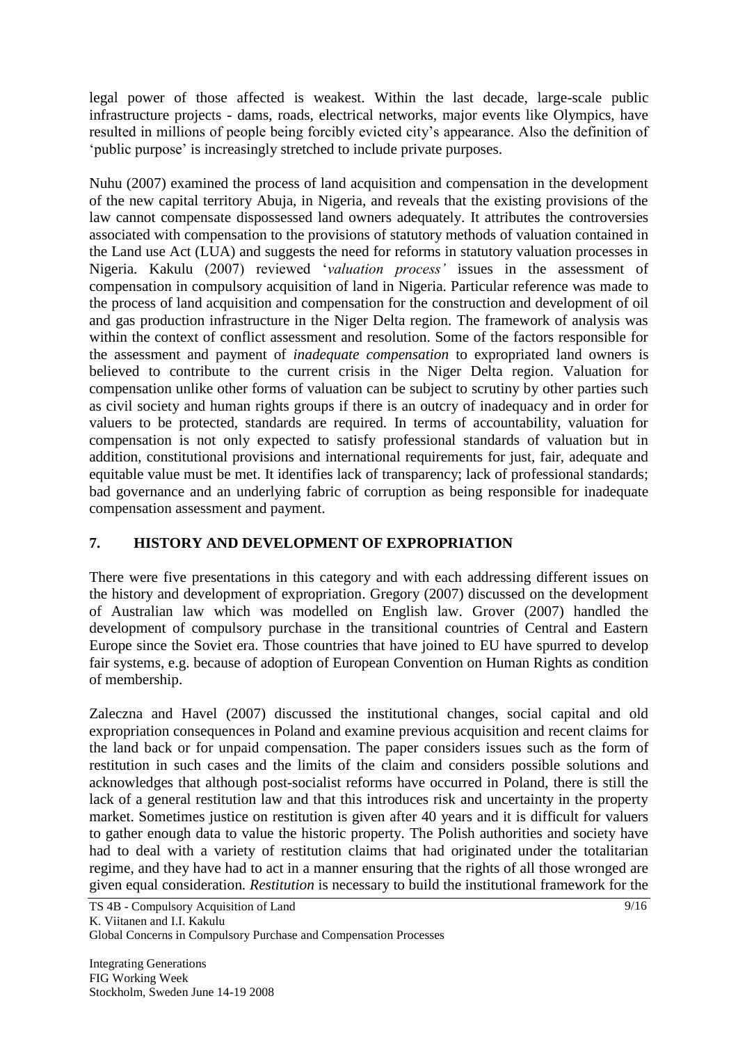legal power of those affected is weakest. Within the last decade, large-scale public infrastructure projects - dams, roads, electrical networks, major events like Olympics, have resulted in millions of people being forcibly evicted city's appearance. Also the definition of 'public purpose' is increasingly stretched to include private purposes.

Nuhu (2007) examined the process of land acquisition and compensation in the development of the new capital territory Abuja, in Nigeria, and reveals that the existing provisions of the law cannot compensate dispossessed land owners adequately. It attributes the controversies associated with compensation to the provisions of statutory methods of valuation contained in the Land use Act (LUA) and suggests the need for reforms in statutory valuation processes in Nigeria. Kakulu (2007) reviewed '*valuation process'* issues in the assessment of compensation in compulsory acquisition of land in Nigeria. Particular reference was made to the process of land acquisition and compensation for the construction and development of oil and gas production infrastructure in the Niger Delta region. The framework of analysis was within the context of conflict assessment and resolution. Some of the factors responsible for the assessment and payment of *inadequate compensation* to expropriated land owners is believed to contribute to the current crisis in the Niger Delta region. Valuation for compensation unlike other forms of valuation can be subject to scrutiny by other parties such as civil society and human rights groups if there is an outcry of inadequacy and in order for valuers to be protected, standards are required. In terms of accountability, valuation for compensation is not only expected to satisfy professional standards of valuation but in addition, constitutional provisions and international requirements for just, fair, adequate and equitable value must be met. It identifies lack of transparency; lack of professional standards; bad governance and an underlying fabric of corruption as being responsible for inadequate compensation assessment and payment.

## 7. HISTORY AND DEVELOPMENT OF EXPROPRIATION

There were five presentations in this category and with each addressing different issues on the history and development of expropriation. Gregory (2007) discussed on the development of Australian law which was modelled on English law. Grover (2007) handled the development of compulsory purchase in the transitional countries of Central and Eastern Europe since the Soviet era. Those countries that have joined to EU have spurred to develop fair systems, e.g. because of adoption of European Convention on Human Rights as condition of membership.

Zaleczna and Havel (2007) discussed the institutional changes, social capital and old expropriation consequences in Poland and examine previous acquisition and recent claims for the land back or for unpaid compensation. The paper considers issues such as the form of restitution in such cases and the limits of the claim and considers possible solutions and acknowledges that although post-socialist reforms have occurred in Poland, there is still the lack of a general restitution law and that this introduces risk and uncertainty in the property market. Sometimes justice on restitution is given after 40 years and it is difficult for valuers to gather enough data to value the historic property. The Polish authorities and society have had to deal with a variety of restitution claims that had originated under the totalitarian regime, and they have had to act in a manner ensuring that the rights of all those wronged are given equal consideration. *Restitution* is necessary to build the institutional framework for the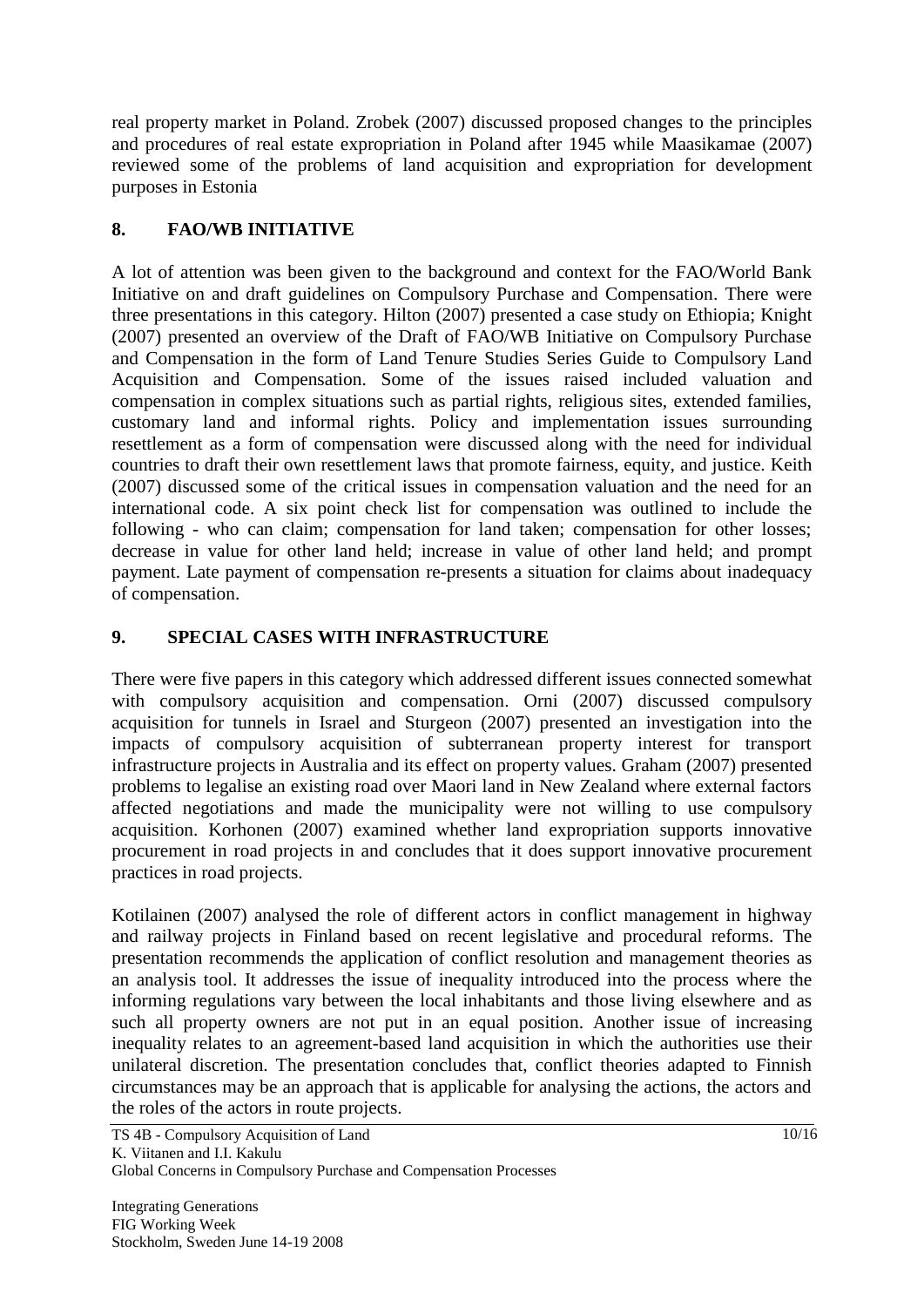real property market in Poland. Zrobek (2007) discussed proposed changes to the principles and procedures of real estate expropriation in Poland after 1945 while Maasikamae (2007) reviewed some of the problems of land acquisition and expropriation for development purposes in Estonia

## 8. FAO/WB INITIATIVE

A lot of attention was been given to the background and context for the FAO/World Bank Initiative on and draft guidelines on Compulsory Purchase and Compensation. There were three presentations in this category. Hilton (2007) presented a case study on Ethiopia; Knight (2007) presented an overview of the Draft of FAO/WB Initiative on Compulsory Purchase and Compensation in the form of Land Tenure Studies Series Guide to Compulsory Land Acquisition and Compensation. Some of the issues raised included valuation and compensation in complex situations such as partial rights, religious sites, extended families, customary land and informal rights. Policy and implementation issues surrounding resettlement as a form of compensation were discussed along with the need for individual countries to draft their own resettlement laws that promote fairness, equity, and justice. Keith (2007) discussed some of the critical issues in compensation valuation and the need for an international code. A six point check list for compensation was outlined to include the following - who can claim; compensation for land taken; compensation for other losses; decrease in value for other land held; increase in value of other land held; and prompt payment. Late payment of compensation re-presents a situation for claims about inadequacy of compensation.

## 9. SPECIAL CASES WITH INFRASTRUCTURE

There were five papers in this category which addressed different issues connected somewhat with compulsory acquisition and compensation. Orni (2007) discussed compulsory acquisition for tunnels in Israel and Sturgeon (2007) presented an investigation into the impacts of compulsory acquisition of subterranean property interest for transport infrastructure projects in Australia and its effect on property values. Graham (2007) presented problems to legalise an existing road over Maori land in New Zealand where external factors affected negotiations and made the municipality were not willing to use compulsory acquisition. Korhonen (2007) examined whether land expropriation supports innovative procurement in road projects in and concludes that it does support innovative procurement practices in road projects.

Kotilainen (2007) analysed the role of different actors in conflict management in highway and railway projects in Finland based on recent legislative and procedural reforms. The presentation recommends the application of conflict resolution and management theories as an analysis tool. It addresses the issue of inequality introduced into the process where the informing regulations vary between the local inhabitants and those living elsewhere and as such all property owners are not put in an equal position. Another issue of increasing inequality relates to an agreement-based land acquisition in which the authorities use their unilateral discretion. The presentation concludes that, conflict theories adapted to Finnish circumstances may be an approach that is applicable for analysing the actions, the actors and the roles of the actors in route projects.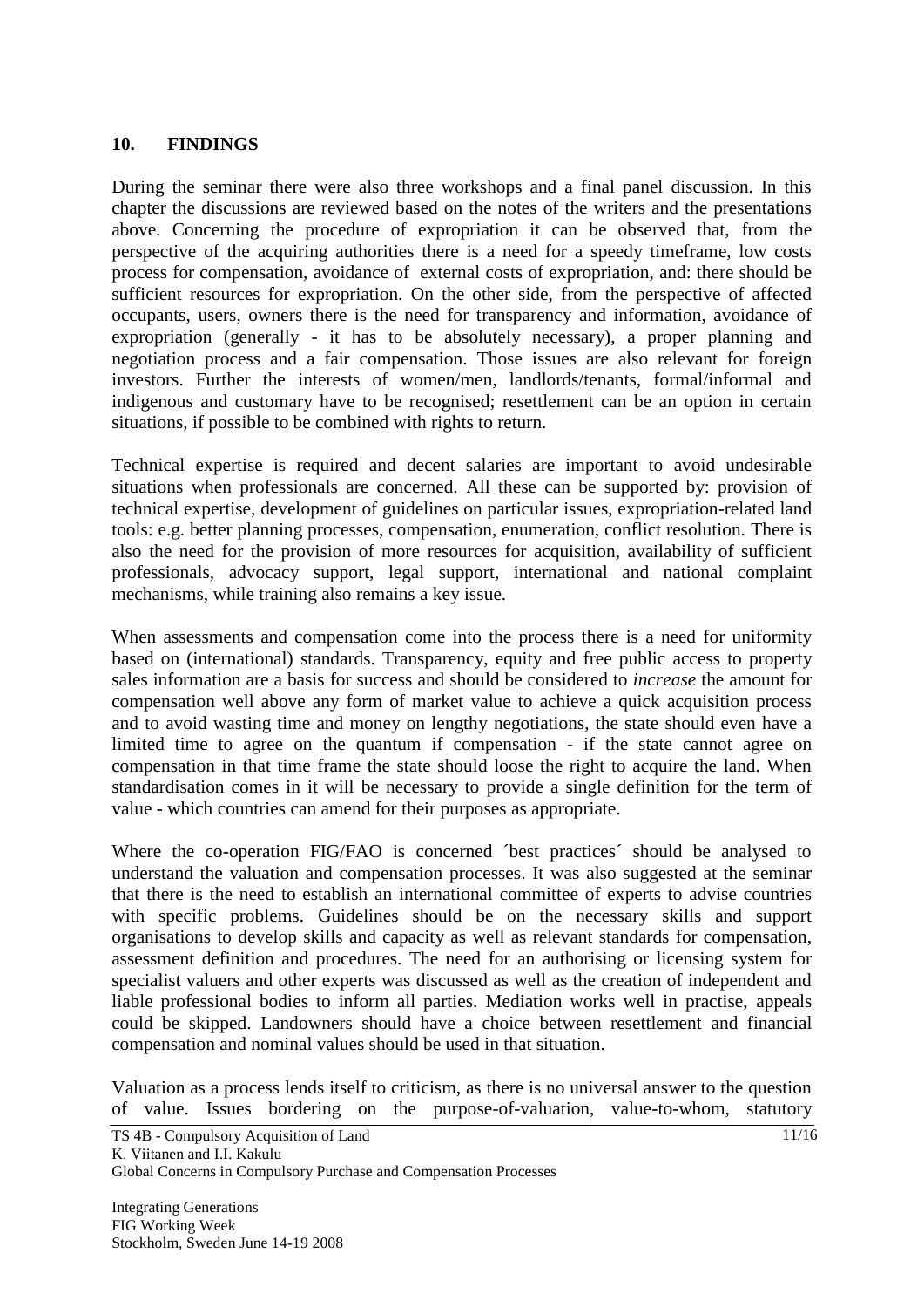## 10. FINDINGS

During the seminar there were also three workshops and a final panel discussion. In this chapter the discussions are reviewed based on the notes of the writers and the presentations above. Concerning the procedure of expropriation it can be observed that, from the perspective of the acquiring authorities there is a need for a speedy timeframe, low costs process for compensation, avoidance of external costs of expropriation, and: there should be sufficient resources for expropriation. On the other side, from the perspective of affected occupants, users, owners there is the need for transparency and information, avoidance of expropriation (generally - it has to be absolutely necessary), a proper planning and negotiation process and a fair compensation. Those issues are also relevant for foreign investors. Further the interests of women/men, landlords/tenants, formal/informal and indigenous and customary have to be recognised; resettlement can be an option in certain situations, if possible to be combined with rights to return.

Technical expertise is required and decent salaries are important to avoid undesirable situations when professionals are concerned. All these can be supported by: provision of technical expertise, development of guidelines on particular issues, expropriation-related land tools: e.g. better planning processes, compensation, enumeration, conflict resolution. There is also the need for the provision of more resources for acquisition, availability of sufficient professionals, advocacy support, legal support, international and national complaint mechanisms, while training also remains a key issue.

When assessments and compensation come into the process there is a need for uniformity based on (international) standards. Transparency, equity and free public access to property sales information are a basis for success and should be considered to *increase* the amount for compensation well above any form of market value to achieve a quick acquisition process and to avoid wasting time and money on lengthy negotiations, the state should even have a limited time to agree on the quantum if compensation - if the state cannot agree on compensation in that time frame the state should loose the right to acquire the land. When standardisation comes in it will be necessary to provide a single definition for the term of value - which countries can amend for their purposes as appropriate.

Where the co-operation FIG/FAO is concerned ´best practices´ should be analysed to understand the valuation and compensation processes. It was also suggested at the seminar that there is the need to establish an international committee of experts to advise countries with specific problems. Guidelines should be on the necessary skills and support organisations to develop skills and capacity as well as relevant standards for compensation, assessment definition and procedures. The need for an authorising or licensing system for specialist valuers and other experts was discussed as well as the creation of independent and liable professional bodies to inform all parties. Mediation works well in practise, appeals could be skipped. Landowners should have a choice between resettlement and financial compensation and nominal values should be used in that situation.

Valuation as a process lends itself to criticism, as there is no universal answer to the question of value. Issues bordering on the purpose-of-valuation, value-to-whom, statutory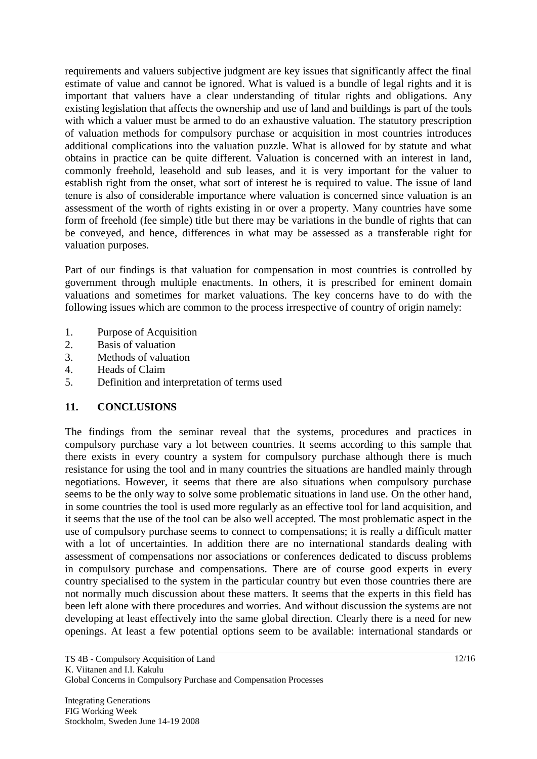requirements and valuers subjective judgment are key issues that significantly affect the final estimate of value and cannot be ignored. What is valued is a bundle of legal rights and it is important that valuers have a clear understanding of titular rights and obligations. Any existing legislation that affects the ownership and use of land and buildings is part of the tools with which a valuer must be armed to do an exhaustive valuation. The statutory prescription of valuation methods for compulsory purchase or acquisition in most countries introduces additional complications into the valuation puzzle. What is allowed for by statute and what obtains in practice can be quite different. Valuation is concerned with an interest in land, commonly freehold, leasehold and sub leases, and it is very important for the valuer to establish right from the onset, what sort of interest he is required to value. The issue of land tenure is also of considerable importance where valuation is concerned since valuation is an assessment of the worth of rights existing in or over a property. Many countries have some form of freehold (fee simple) title but there may be variations in the bundle of rights that can be conveyed, and hence, differences in what may be assessed as a transferable right for valuation purposes.

Part of our findings is that valuation for compensation in most countries is controlled by government through multiple enactments. In others, it is prescribed for eminent domain valuations and sometimes for market valuations. The key concerns have to do with the following issues which are common to the process irrespective of country of origin namely:

1. Purpose of Acquisition
2. Basis of valuation
3. Methods of valuation
4. Heads of Claim
5. Definition and interpretation of terms used

## 11. CONCLUSIONS

The findings from the seminar reveal that the systems, procedures and practices in compulsory purchase vary a lot between countries. It seems according to this sample that there exists in every country a system for compulsory purchase although there is much resistance for using the tool and in many countries the situations are handled mainly through negotiations. However, it seems that there are also situations when compulsory purchase seems to be the only way to solve some problematic situations in land use. On the other hand, in some countries the tool is used more regularly as an effective tool for land acquisition, and it seems that the use of the tool can be also well accepted. The most problematic aspect in the use of compulsory purchase seems to connect to compensations; it is really a difficult matter with a lot of uncertainties. In addition there are no international standards dealing with assessment of compensations nor associations or conferences dedicated to discuss problems in compulsory purchase and compensations. There are of course good experts in every country specialised to the system in the particular country but even those countries there are not normally much discussion about these matters. It seems that the experts in this field has been left alone with there procedures and worries. And without discussion the systems are not developing at least effectively into the same global direction. Clearly there is a need for new openings. At least a few potential options seem to be available: international standards or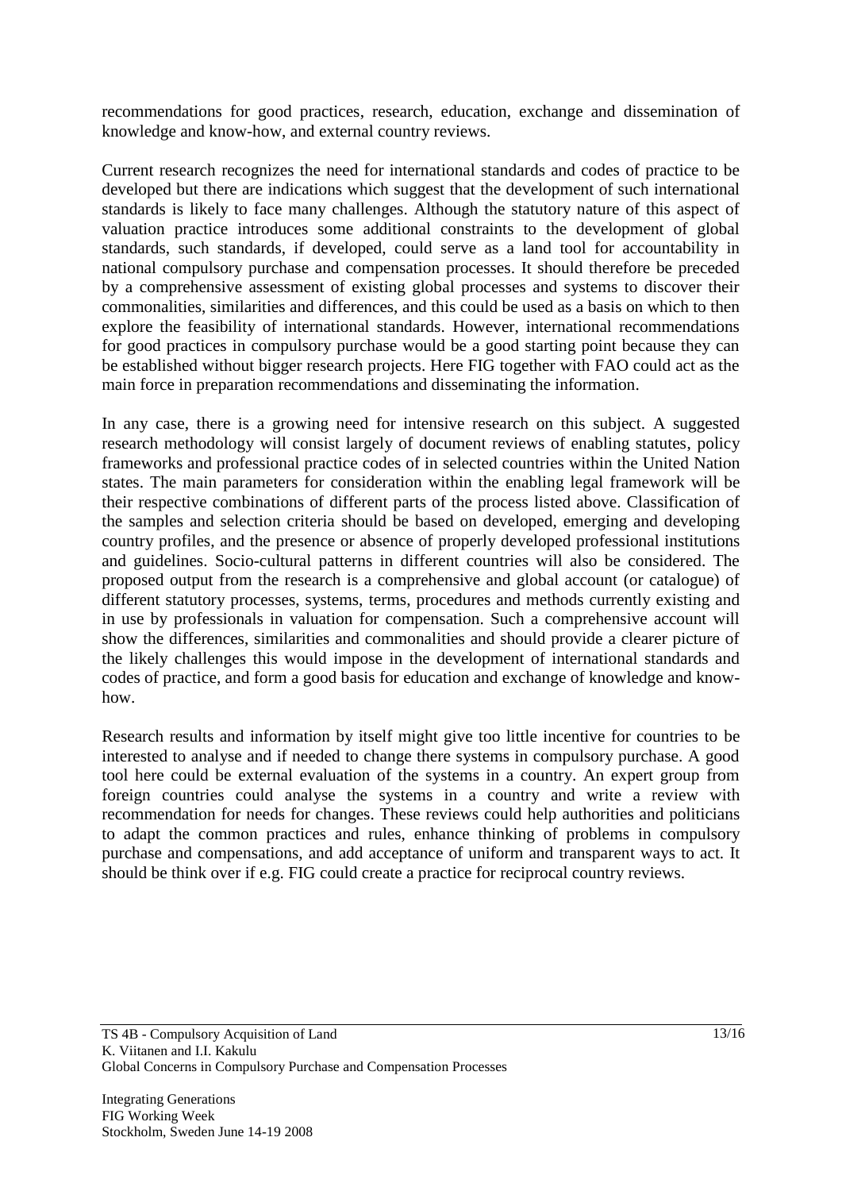recommendations for good practices, research, education, exchange and dissemination of knowledge and know-how, and external country reviews.

Current research recognizes the need for international standards and codes of practice to be developed but there are indications which suggest that the development of such international standards is likely to face many challenges. Although the statutory nature of this aspect of valuation practice introduces some additional constraints to the development of global standards, such standards, if developed, could serve as a land tool for accountability in national compulsory purchase and compensation processes. It should therefore be preceded by a comprehensive assessment of existing global processes and systems to discover their commonalities, similarities and differences, and this could be used as a basis on which to then explore the feasibility of international standards. However, international recommendations for good practices in compulsory purchase would be a good starting point because they can be established without bigger research projects. Here FIG together with FAO could act as the main force in preparation recommendations and disseminating the information.

In any case, there is a growing need for intensive research on this subject. A suggested research methodology will consist largely of document reviews of enabling statutes, policy frameworks and professional practice codes of in selected countries within the United Nation states. The main parameters for consideration within the enabling legal framework will be their respective combinations of different parts of the process listed above. Classification of the samples and selection criteria should be based on developed, emerging and developing country profiles, and the presence or absence of properly developed professional institutions and guidelines. Socio-cultural patterns in different countries will also be considered. The proposed output from the research is a comprehensive and global account (or catalogue) of different statutory processes, systems, terms, procedures and methods currently existing and in use by professionals in valuation for compensation. Such a comprehensive account will show the differences, similarities and commonalities and should provide a clearer picture of the likely challenges this would impose in the development of international standards and codes of practice, and form a good basis for education and exchange of knowledge and know-how.

Research results and information by itself might give too little incentive for countries to be interested to analyse and if needed to change there systems in compulsory purchase. A good tool here could be external evaluation of the systems in a country. An expert group from foreign countries could analyse the systems in a country and write a review with recommendation for needs for changes. These reviews could help authorities and politicians to adapt the common practices and rules, enhance thinking of problems in compulsory purchase and compensations, and add acceptance of uniform and transparent ways to act. It should be think over if e.g. FIG could create a practice for reciprocal country reviews.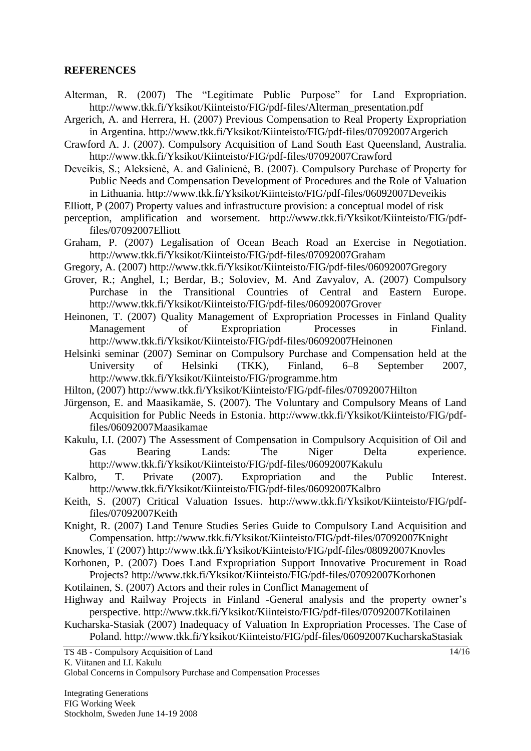## REFERENCES

Alterman, R. (2007) The "Legitimate Public Purpose" for Land Expropriation. http://www.tkk.fi/Yksikot/Kiinteisto/FIG/pdf-files/Alterman_presentation.pdf

Argerich, A. and Herrera, H. (2007) Previous Compensation to Real Property Expropriation in Argentina. http://www.tkk.fi/Yksikot/Kiinteisto/FIG/pdf-files/07092007Argerich

Crawford A. J. (2007). Compulsory Acquisition of Land South East Queensland, Australia. http://www.tkk.fi/Yksikot/Kiinteisto/FIG/pdf-files/07092007Crawford

Deveikis, S.; Aleksienė, A. and Galinienė, B. (2007). Compulsory Purchase of Property for Public Needs and Compensation Development of Procedures and the Role of Valuation in Lithuania. http://www.tkk.fi/Yksikot/Kiinteisto/FIG/pdf-files/06092007Deveikis

Elliott, P (2007) Property values and infrastructure provision: a conceptual model of risk perception, amplification and worsement. http://www.tkk.fi/Yksikot/Kiinteisto/FIG/pdf-files/07092007Elliott

Graham, P. (2007) Legalisation of Ocean Beach Road an Exercise in Negotiation. http://www.tkk.fi/Yksikot/Kiinteisto/FIG/pdf-files/07092007Graham

Gregory, A. (2007) http://www.tkk.fi/Yksikot/Kiinteisto/FIG/pdf-files/06092007Gregory

Grover, R.; Anghel, I.; Berdar, B.; Soloviev, M. And Zavyalov, A. (2007) Compulsory Purchase in the Transitional Countries of Central and Eastern Europe. http://www.tkk.fi/Yksikot/Kiinteisto/FIG/pdf-files/06092007Grover

Heinonen, T. (2007) Quality Management of Expropriation Processes in Finland Quality Management of Expropriation Processes in Finland. http://www.tkk.fi/Yksikot/Kiinteisto/FIG/pdf-files/06092007Heinonen

Helsinki seminar (2007) Seminar on Compulsory Purchase and Compensation held at the University of Helsinki (TKK), Finland, 6–8 September 2007, http://www.tkk.fi/Yksikot/Kiinteisto/FIG/programme.htm

Hilton, (2007) http://www.tkk.fi/Yksikot/Kiinteisto/FIG/pdf-files/07092007Hilton

Jürgenson, E. and Maasikamäe, S. (2007). The Voluntary and Compulsory Means of Land Acquisition for Public Needs in Estonia. http://www.tkk.fi/Yksikot/Kiinteisto/FIG/pdf-files/06092007Maasikamae

Kakulu, I.I. (2007) The Assessment of Compensation in Compulsory Acquisition of Oil and Gas Bearing Lands: The Niger Delta experience. http://www.tkk.fi/Yksikot/Kiinteisto/FIG/pdf-files/06092007Kakulu

Kalbro, T. Private (2007). Expropriation and the Public Interest. http://www.tkk.fi/Yksikot/Kiinteisto/FIG/pdf-files/06092007Kalbro

Keith, S. (2007) Critical Valuation Issues. http://www.tkk.fi/Yksikot/Kiinteisto/FIG/pdf-files/07092007Keith

Knight, R. (2007) Land Tenure Studies Series Guide to Compulsory Land Acquisition and Compensation. http://www.tkk.fi/Yksikot/Kiinteisto/FIG/pdf-files/07092007Knight

Knowles, T (2007) http://www.tkk.fi/Yksikot/Kiinteisto/FIG/pdf-files/08092007Knovles

Korhonen, P. (2007) Does Land Expropriation Support Innovative Procurement in Road Projects? http://www.tkk.fi/Yksikot/Kiinteisto/FIG/pdf-files/07092007Korhonen

Kotilainen, S. (2007) Actors and their roles in Conflict Management of Highway and Railway Projects in Finland -General analysis and the property owner's perspective. http://www.tkk.fi/Yksikot/Kiinteisto/FIG/pdf-files/07092007Kotilainen

Kucharska-Stasiak (2007) Inadequacy of Valuation In Expropriation Processes. The Case of Poland. http://www.tkk.fi/Yksikot/Kiinteisto/FIG/pdf-files/06092007KucharskaStasiak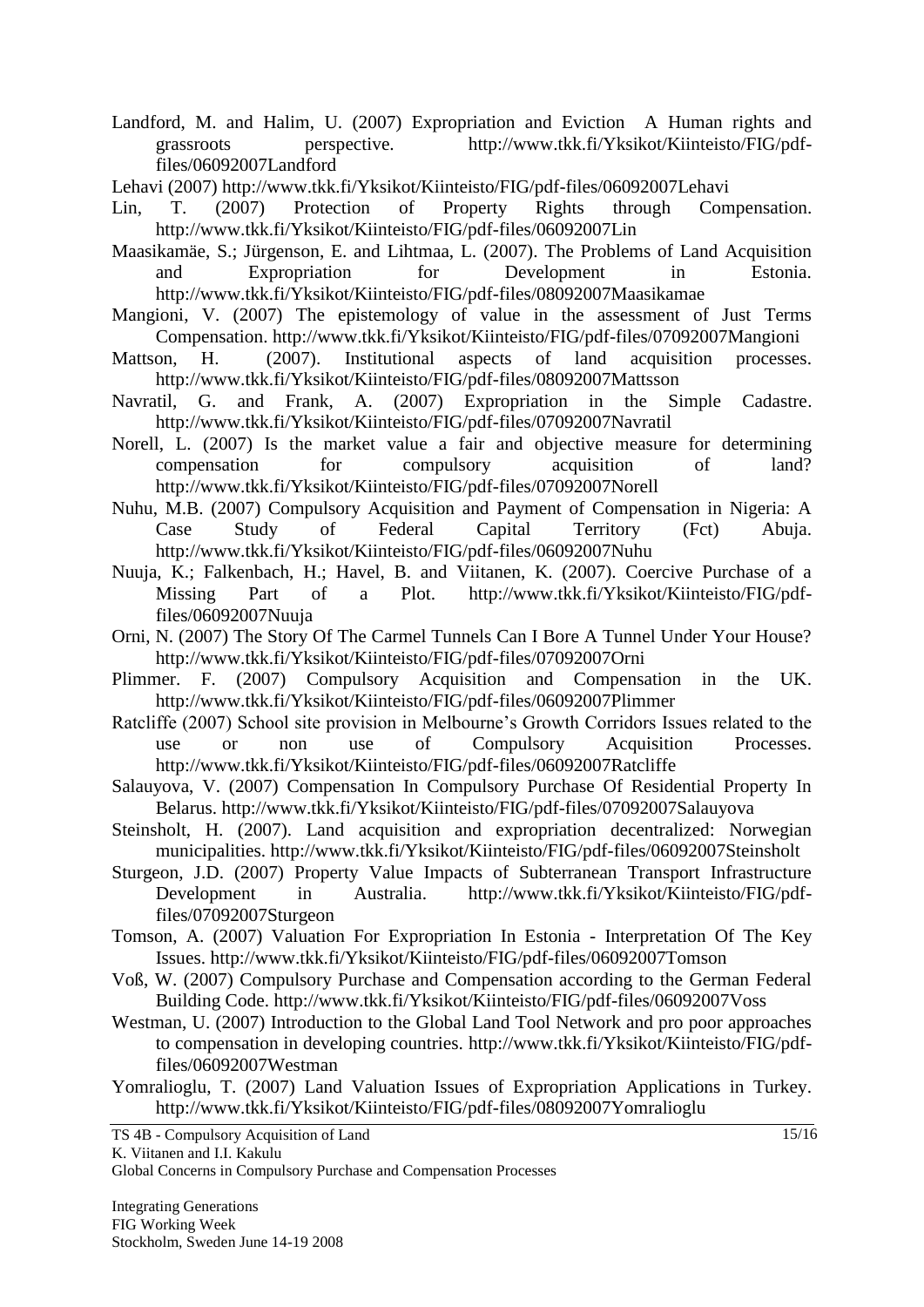Landford, M. and Halim, U. (2007) Expropriation and Eviction A Human rights and grassroots perspective. http://www.tkk.fi/Yksikot/Kiinteisto/FIG/pdf-files/06092007Landford

Lehavi (2007) http://www.tkk.fi/Yksikot/Kiinteisto/FIG/pdf-files/06092007Lehavi

Lin, T. (2007) Protection of Property Rights through Compensation. http://www.tkk.fi/Yksikot/Kiinteisto/FIG/pdf-files/06092007Lin

Maasikamäe, S.; Jürgenson, E. and Lihtmaa, L. (2007). The Problems of Land Acquisition and Expropriation for Development in Estonia. http://www.tkk.fi/Yksikot/Kiinteisto/FIG/pdf-files/08092007Maasikamae

Mangioni, V. (2007) The epistemology of value in the assessment of Just Terms Compensation. http://www.tkk.fi/Yksikot/Kiinteisto/FIG/pdf-files/07092007Mangioni

Mattson, H. (2007). Institutional aspects of land acquisition processes. http://www.tkk.fi/Yksikot/Kiinteisto/FIG/pdf-files/08092007Mattsson

Navratil, G. and Frank, A. (2007) Expropriation in the Simple Cadastre. http://www.tkk.fi/Yksikot/Kiinteisto/FIG/pdf-files/07092007Navratil

Norell, L. (2007) Is the market value a fair and objective measure for determining compensation for compulsory acquisition of land? http://www.tkk.fi/Yksikot/Kiinteisto/FIG/pdf-files/07092007Norell

Nuhu, M.B. (2007) Compulsory Acquisition and Payment of Compensation in Nigeria: A Case Study of Federal Capital Territory (Fct) Abuja. http://www.tkk.fi/Yksikot/Kiinteisto/FIG/pdf-files/06092007Nuhu

Nuuja, K.; Falkenbach, H.; Havel, B. and Viitanen, K. (2007). Coercive Purchase of a Missing Part of a Plot. http://www.tkk.fi/Yksikot/Kiinteisto/FIG/pdf-files/06092007Nuuja

Orni, N. (2007) The Story Of The Carmel Tunnels Can I Bore A Tunnel Under Your House? http://www.tkk.fi/Yksikot/Kiinteisto/FIG/pdf-files/07092007Orni

Plimmer. F. (2007) Compulsory Acquisition and Compensation in the UK. http://www.tkk.fi/Yksikot/Kiinteisto/FIG/pdf-files/06092007Plimmer

Ratcliffe (2007) School site provision in Melbourne's Growth Corridors Issues related to the use or non use of Compulsory Acquisition Processes. http://www.tkk.fi/Yksikot/Kiinteisto/FIG/pdf-files/06092007Ratcliffe

Salauyova, V. (2007) Compensation In Compulsory Purchase Of Residential Property In Belarus. http://www.tkk.fi/Yksikot/Kiinteisto/FIG/pdf-files/07092007Salauyova

Steinsholt, H. (2007). Land acquisition and expropriation decentralized: Norwegian municipalities. http://www.tkk.fi/Yksikot/Kiinteisto/FIG/pdf-files/06092007Steinsholt

Sturgeon, J.D. (2007) Property Value Impacts of Subterranean Transport Infrastructure Development in Australia. http://www.tkk.fi/Yksikot/Kiinteisto/FIG/pdf-files/07092007Sturgeon

Tomson, A. (2007) Valuation For Expropriation In Estonia - Interpretation Of The Key Issues. http://www.tkk.fi/Yksikot/Kiinteisto/FIG/pdf-files/06092007Tomson

Voß, W. (2007) Compulsory Purchase and Compensation according to the German Federal Building Code. http://www.tkk.fi/Yksikot/Kiinteisto/FIG/pdf-files/06092007Voss

Westman, U. (2007) Introduction to the Global Land Tool Network and pro poor approaches to compensation in developing countries. http://www.tkk.fi/Yksikot/Kiinteisto/FIG/pdf-files/06092007Westman

Yomralioglu, T. (2007) Land Valuation Issues of Expropriation Applications in Turkey. http://www.tkk.fi/Yksikot/Kiinteisto/FIG/pdf-files/08092007Yomralioglu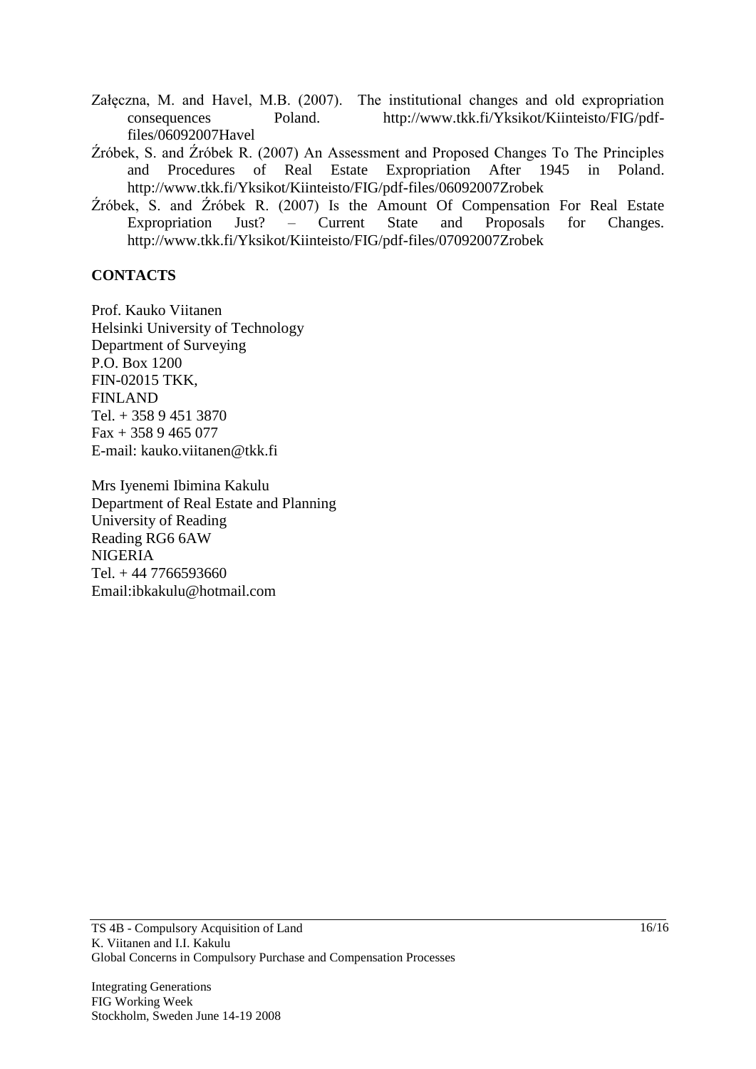Załęczna, M. and Havel, M.B. (2007). The institutional changes and old expropriation consequences Poland. http://www.tkk.fi/Yksikot/Kiinteisto/FIG/pdf-files/06092007Havel

Źróbek, S. and Źróbek R. (2007) An Assessment and Proposed Changes To The Principles and Procedures of Real Estate Expropriation After 1945 in Poland. http://www.tkk.fi/Yksikot/Kiinteisto/FIG/pdf-files/06092007Zrobek

Źróbek, S. and Źróbek R. (2007) Is the Amount Of Compensation For Real Estate Expropriation Just? – Current State and Proposals for Changes. http://www.tkk.fi/Yksikot/Kiinteisto/FIG/pdf-files/07092007Zrobek

## CONTACTS

Prof. Kauko Viitanen
Helsinki University of Technology
Department of Surveying
P.O. Box 1200
FIN-02015 TKK,
FINLAND
Tel. + 358 9 451 3870
Fax + 358 9 465 077
E-mail: kauko.viitanen@tkk.fi

Mrs Iyenemi Ibimina Kakulu
Department of Real Estate and Planning
University of Reading
Reading RG6 6AW
NIGERIA
Tel. + 44 7766593660
Email:ibkakulu@hotmail.com